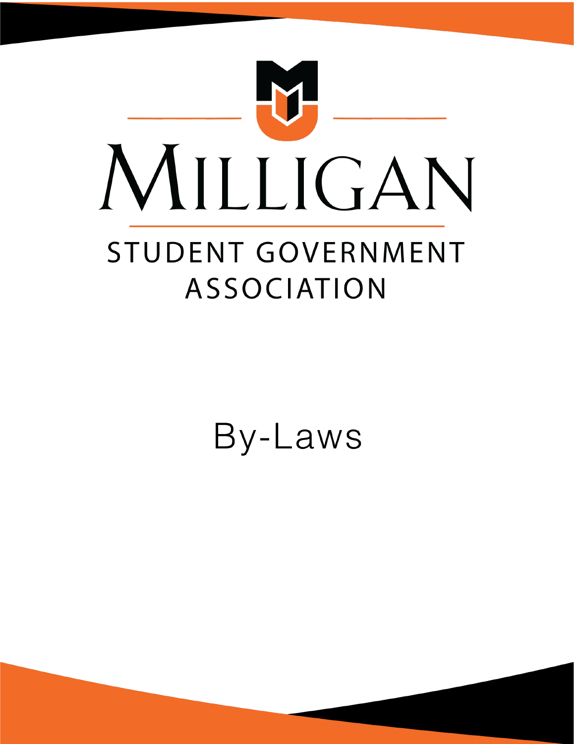# MILLIGAN

## STUDENT GOVERNMENT ASSOCIATION

# By-Laws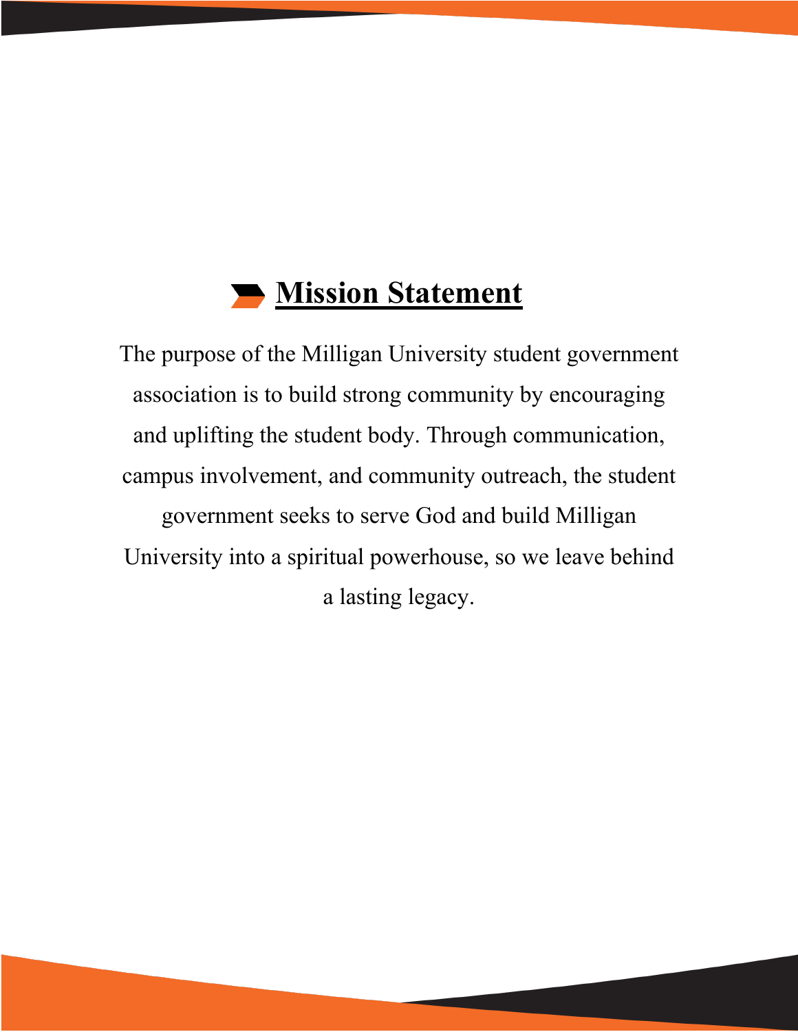## Mission Statement

The purpose of the Milligan University student government association is to build strong community by encouraging and uplifting the student body. Through communication, campus involvement, and community outreach, the student government seeks to serve God and build Milligan University into a spiritual powerhouse, so we leave behind a lasting legacy.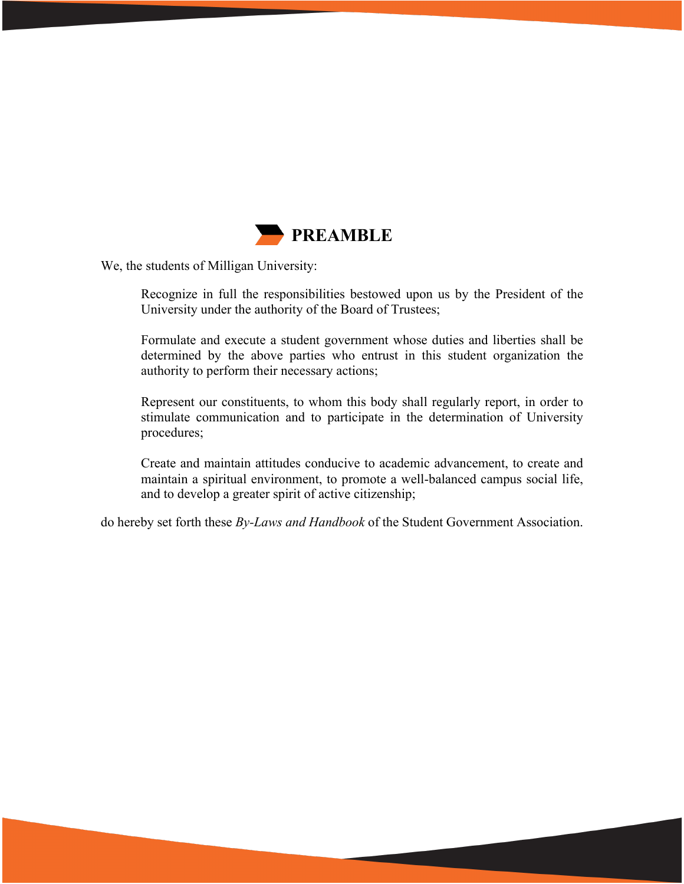# PREAMBLE

We, the students of Milligan University:

> Recognize in full the responsibilities bestowed upon us by the President of the University under the authority of the Board of Trustees;
>
> Formulate and execute a student government whose duties and liberties shall be determined by the above parties who entrust in this student organization the authority to perform their necessary actions;
>
> Represent our constituents, to whom this body shall regularly report, in order to stimulate communication and to participate in the determination of University procedures;
>
> Create and maintain attitudes conducive to academic advancement, to create and maintain a spiritual environment, to promote a well-balanced campus social life, and to develop a greater spirit of active citizenship;

do hereby set forth these *By-Laws and Handbook* of the Student Government Association.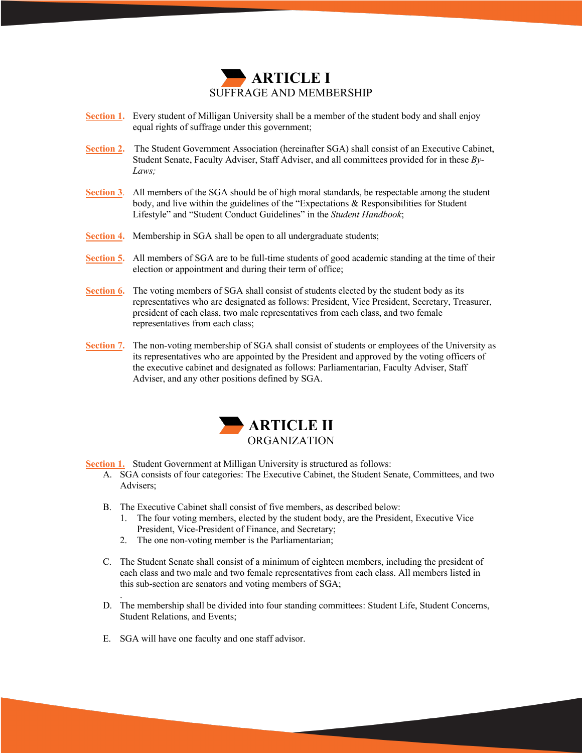# ARTICLE I
## SUFFRAGE AND MEMBERSHIP

**Section 1.** Every student of Milligan University shall be a member of the student body and shall enjoy equal rights of suffrage under this government;

**Section 2.** The Student Government Association (hereinafter SGA) shall consist of an Executive Cabinet, Student Senate, Faculty Adviser, Staff Adviser, and all committees provided for in these *By-Laws;*

**Section 3.** All members of the SGA should be of high moral standards, be respectable among the student body, and live within the guidelines of the "Expectations & Responsibilities for Student Lifestyle" and "Student Conduct Guidelines" in the *Student Handbook*;

**Section 4.** Membership in SGA shall be open to all undergraduate students;

**Section 5.** All members of SGA are to be full-time students of good academic standing at the time of their election or appointment and during their term of office;

**Section 6.** The voting members of SGA shall consist of students elected by the student body as its representatives who are designated as follows: President, Vice President, Secretary, Treasurer, president of each class, two male representatives from each class, and two female representatives from each class;

**Section 7.** The non-voting membership of SGA shall consist of students or employees of the University as its representatives who are appointed by the President and approved by the voting officers of the executive cabinet and designated as follows: Parliamentarian, Faculty Adviser, Staff Adviser, and any other positions defined by SGA.

# ARTICLE II
## ORGANIZATION

**Section 1.** Student Government at Milligan University is structured as follows:

A. SGA consists of four categories: The Executive Cabinet, the Student Senate, Committees, and two Advisers;

B. The Executive Cabinet shall consist of five members, as described below:
   1. The four voting members, elected by the student body, are the President, Executive Vice President, Vice-President of Finance, and Secretary;
   2. The one non-voting member is the Parliamentarian;

C. The Student Senate shall consist of a minimum of eighteen members, including the president of each class and two male and two female representatives from each class. All members listed in this sub-section are senators and voting members of SGA;

D. The membership shall be divided into four standing committees: Student Life, Student Concerns, Student Relations, and Events;

E. SGA will have one faculty and one staff advisor.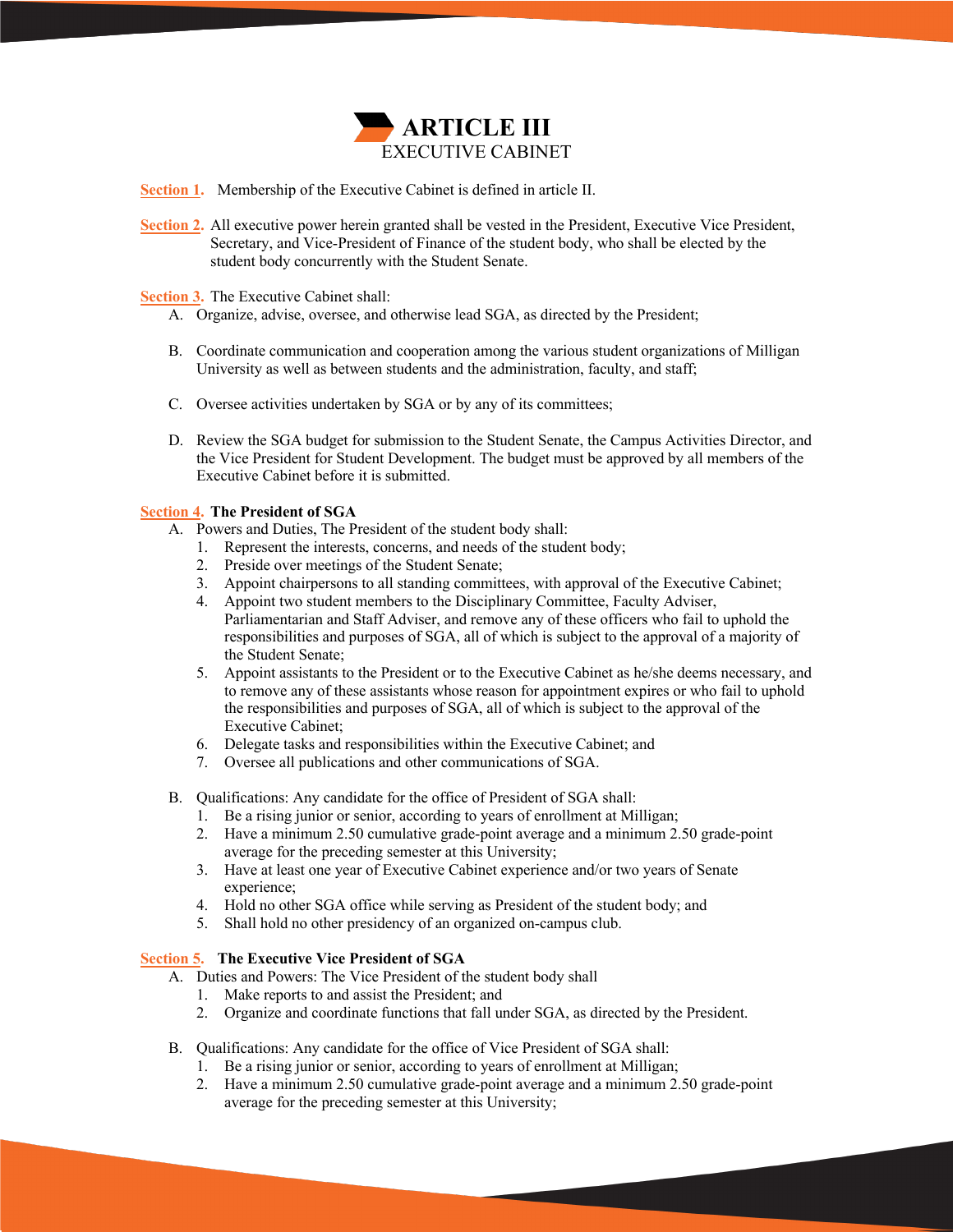# ARTICLE III
## EXECUTIVE CABINET

**Section 1.** Membership of the Executive Cabinet is defined in article II.

**Section 2.** All executive power herein granted shall be vested in the President, Executive Vice President, Secretary, and Vice-President of Finance of the student body, who shall be elected by the student body concurrently with the Student Senate.

**Section 3.** The Executive Cabinet shall:

A. Organize, advise, oversee, and otherwise lead SGA, as directed by the President;

B. Coordinate communication and cooperation among the various student organizations of Milligan University as well as between students and the administration, faculty, and staff;

C. Oversee activities undertaken by SGA or by any of its committees;

D. Review the SGA budget for submission to the Student Senate, the Campus Activities Director, and the Vice President for Student Development. The budget must be approved by all members of the Executive Cabinet before it is submitted.

**Section 4. The President of SGA**

A. Powers and Duties, The President of the student body shall:
   1. Represent the interests, concerns, and needs of the student body;
   2. Preside over meetings of the Student Senate;
   3. Appoint chairpersons to all standing committees, with approval of the Executive Cabinet;
   4. Appoint two student members to the Disciplinary Committee, Faculty Adviser, Parliamentarian and Staff Adviser, and remove any of these officers who fail to uphold the responsibilities and purposes of SGA, all of which is subject to the approval of a majority of the Student Senate;
   5. Appoint assistants to the President or to the Executive Cabinet as he/she deems necessary, and to remove any of these assistants whose reason for appointment expires or who fail to uphold the responsibilities and purposes of SGA, all of which is subject to the approval of the Executive Cabinet;
   6. Delegate tasks and responsibilities within the Executive Cabinet; and
   7. Oversee all publications and other communications of SGA.

B. Qualifications: Any candidate for the office of President of SGA shall:
   1. Be a rising junior or senior, according to years of enrollment at Milligan;
   2. Have a minimum 2.50 cumulative grade-point average and a minimum 2.50 grade-point average for the preceding semester at this University;
   3. Have at least one year of Executive Cabinet experience and/or two years of Senate experience;
   4. Hold no other SGA office while serving as President of the student body; and
   5. Shall hold no other presidency of an organized on-campus club.

**Section 5. The Executive Vice President of SGA**

A. Duties and Powers: The Vice President of the student body shall
   1. Make reports to and assist the President; and
   2. Organize and coordinate functions that fall under SGA, as directed by the President.

B. Qualifications: Any candidate for the office of Vice President of SGA shall:
   1. Be a rising junior or senior, according to years of enrollment at Milligan;
   2. Have a minimum 2.50 cumulative grade-point average and a minimum 2.50 grade-point average for the preceding semester at this University;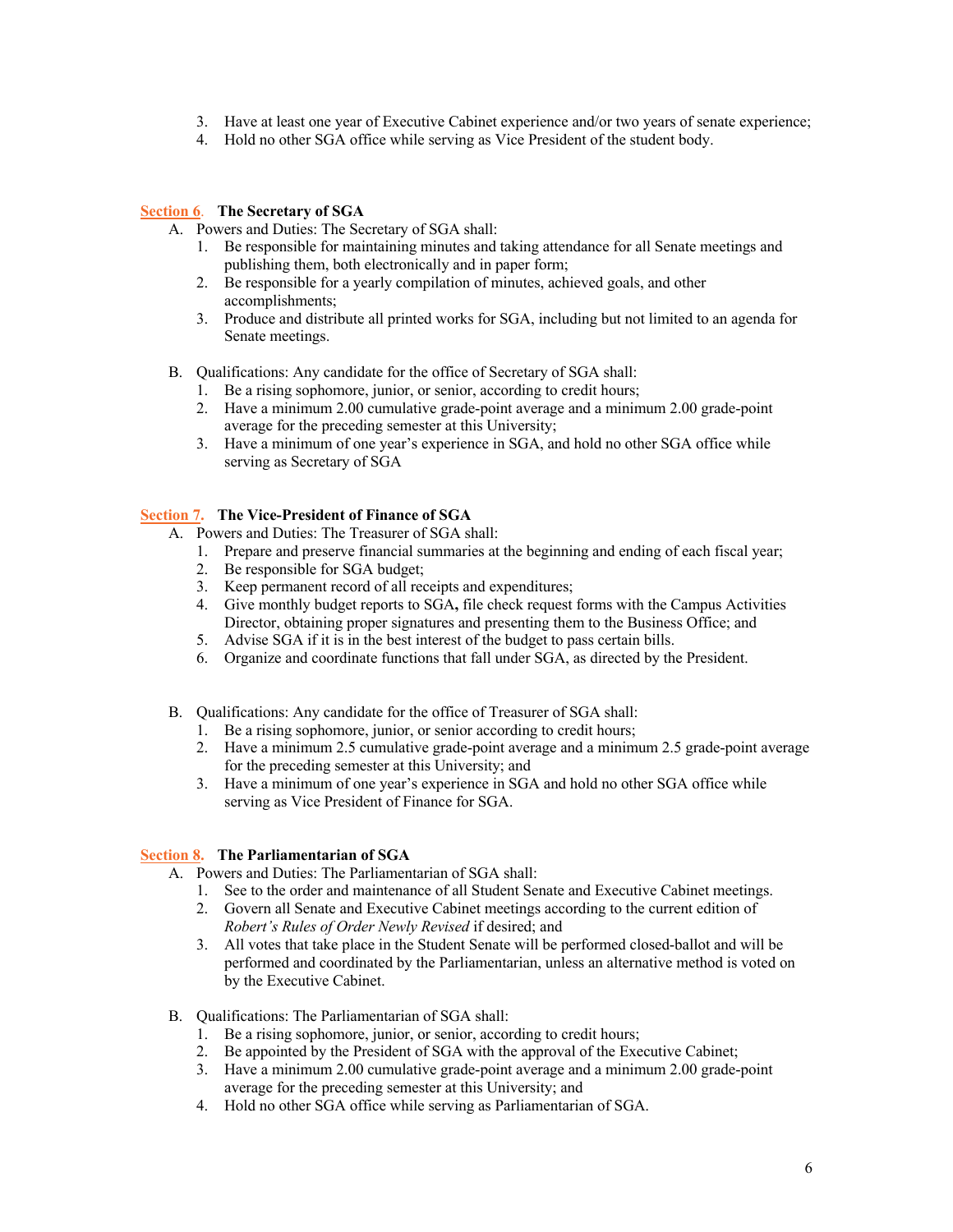3. Have at least one year of Executive Cabinet experience and/or two years of senate experience;
4. Hold no other SGA office while serving as Vice President of the student body.

### Section 6. The Secretary of SGA

A. Powers and Duties: The Secretary of SGA shall:
   1. Be responsible for maintaining minutes and taking attendance for all Senate meetings and publishing them, both electronically and in paper form;
   2. Be responsible for a yearly compilation of minutes, achieved goals, and other accomplishments;
   3. Produce and distribute all printed works for SGA, including but not limited to an agenda for Senate meetings.

B. Qualifications: Any candidate for the office of Secretary of SGA shall:
   1. Be a rising sophomore, junior, or senior, according to credit hours;
   2. Have a minimum 2.00 cumulative grade-point average and a minimum 2.00 grade-point average for the preceding semester at this University;
   3. Have a minimum of one year's experience in SGA, and hold no other SGA office while serving as Secretary of SGA

### Section 7. The Vice-President of Finance of SGA

A. Powers and Duties: The Treasurer of SGA shall:
   1. Prepare and preserve financial summaries at the beginning and ending of each fiscal year;
   2. Be responsible for SGA budget;
   3. Keep permanent record of all receipts and expenditures;
   4. Give monthly budget reports to SGA**,** file check request forms with the Campus Activities Director, obtaining proper signatures and presenting them to the Business Office; and
   5. Advise SGA if it is in the best interest of the budget to pass certain bills.
   6. Organize and coordinate functions that fall under SGA, as directed by the President.

B. Qualifications: Any candidate for the office of Treasurer of SGA shall:
   1. Be a rising sophomore, junior, or senior according to credit hours;
   2. Have a minimum 2.5 cumulative grade-point average and a minimum 2.5 grade-point average for the preceding semester at this University; and
   3. Have a minimum of one year's experience in SGA and hold no other SGA office while serving as Vice President of Finance for SGA.

### Section 8. The Parliamentarian of SGA

A. Powers and Duties: The Parliamentarian of SGA shall:
   1. See to the order and maintenance of all Student Senate and Executive Cabinet meetings.
   2. Govern all Senate and Executive Cabinet meetings according to the current edition of *Robert's Rules of Order Newly Revised* if desired; and
   3. All votes that take place in the Student Senate will be performed closed-ballot and will be performed and coordinated by the Parliamentarian, unless an alternative method is voted on by the Executive Cabinet.

B. Qualifications: The Parliamentarian of SGA shall:
   1. Be a rising sophomore, junior, or senior, according to credit hours;
   2. Be appointed by the President of SGA with the approval of the Executive Cabinet;
   3. Have a minimum 2.00 cumulative grade-point average and a minimum 2.00 grade-point average for the preceding semester at this University; and
   4. Hold no other SGA office while serving as Parliamentarian of SGA.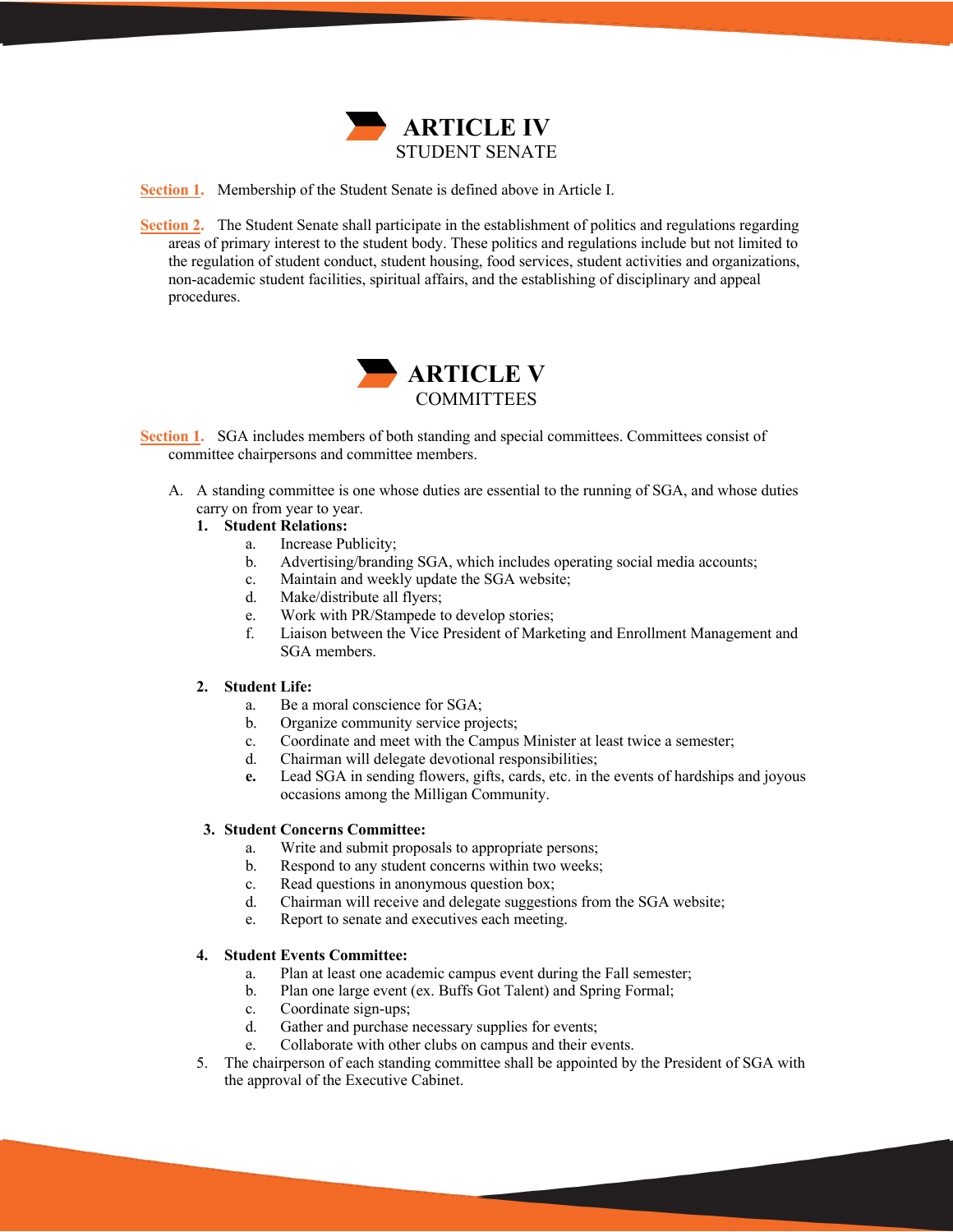# ARTICLE IV
## STUDENT SENATE

**Section 1.** Membership of the Student Senate is defined above in Article I.

**Section 2.** The Student Senate shall participate in the establishment of politics and regulations regarding areas of primary interest to the student body. These politics and regulations include but not limited to the regulation of student conduct, student housing, food services, student activities and organizations, non-academic student facilities, spiritual affairs, and the establishing of disciplinary and appeal procedures.

# ARTICLE V
## COMMITTEES

**Section 1.** SGA includes members of both standing and special committees. Committees consist of committee chairpersons and committee members.

A. A standing committee is one whose duties are essential to the running of SGA, and whose duties carry on from year to year.

1. **Student Relations:**
   a. Increase Publicity;
   b. Advertising/branding SGA, which includes operating social media accounts;
   c. Maintain and weekly update the SGA website;
   d. Make/distribute all flyers;
   e. Work with PR/Stampede to develop stories;
   f. Liaison between the Vice President of Marketing and Enrollment Management and SGA members.

2. **Student Life:**
   a. Be a moral conscience for SGA;
   b. Organize community service projects;
   c. Coordinate and meet with the Campus Minister at least twice a semester;
   d. Chairman will delegate devotional responsibilities;
   **e.** Lead SGA in sending flowers, gifts, cards, etc. in the events of hardships and joyous occasions among the Milligan Community.

3. **Student Concerns Committee:**
   a. Write and submit proposals to appropriate persons;
   b. Respond to any student concerns within two weeks;
   c. Read questions in anonymous question box;
   d. Chairman will receive and delegate suggestions from the SGA website;
   e. Report to senate and executives each meeting.

4. **Student Events Committee:**
   a. Plan at least one academic campus event during the Fall semester;
   b. Plan one large event (ex. Buffs Got Talent) and Spring Formal;
   c. Coordinate sign-ups;
   d. Gather and purchase necessary supplies for events;
   e. Collaborate with other clubs on campus and their events.

5. The chairperson of each standing committee shall be appointed by the President of SGA with the approval of the Executive Cabinet.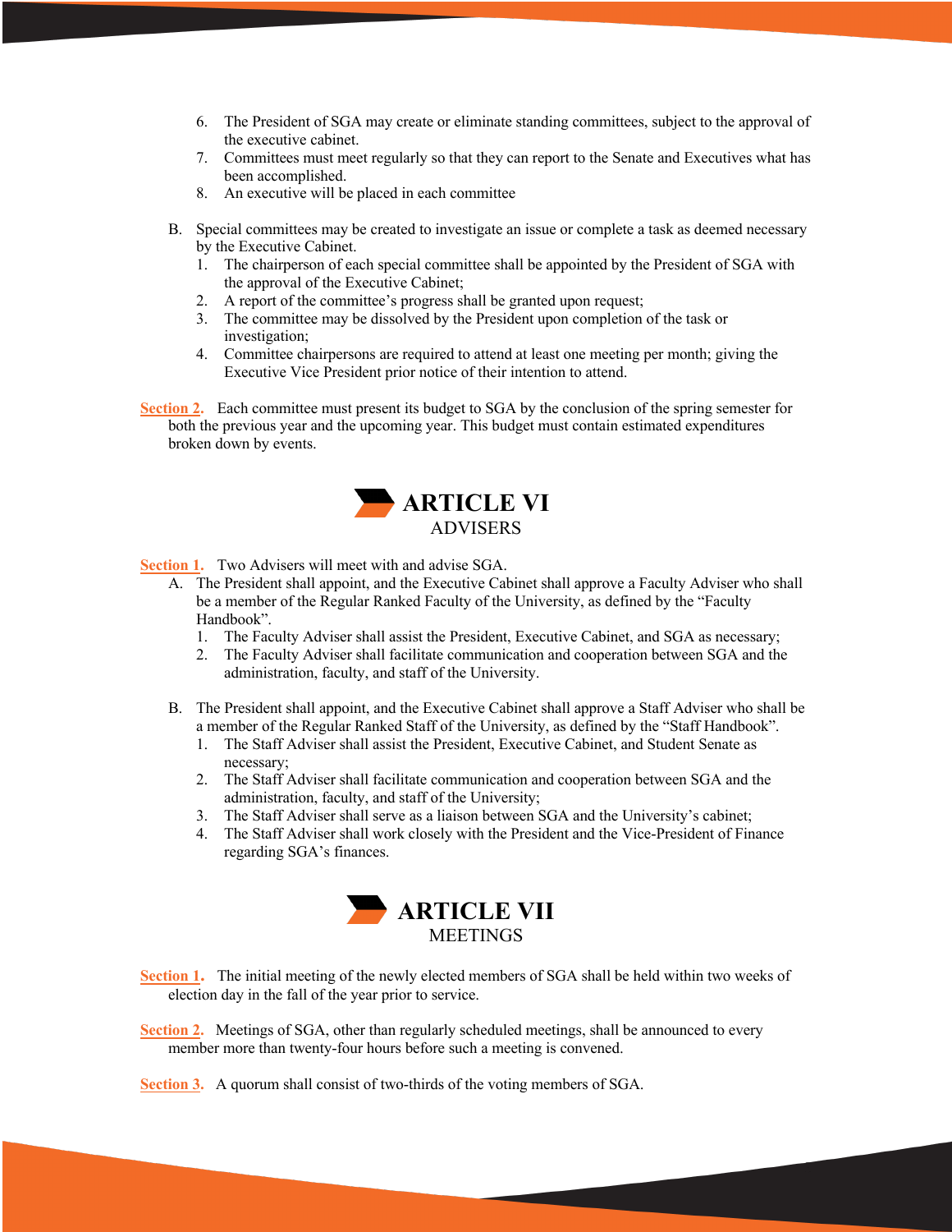6. The President of SGA may create or eliminate standing committees, subject to the approval of the executive cabinet.
7. Committees must meet regularly so that they can report to the Senate and Executives what has been accomplished.
8. An executive will be placed in each committee

B. Special committees may be created to investigate an issue or complete a task as deemed necessary by the Executive Cabinet.
   1. The chairperson of each special committee shall be appointed by the President of SGA with the approval of the Executive Cabinet;
   2. A report of the committee's progress shall be granted upon request;
   3. The committee may be dissolved by the President upon completion of the task or investigation;
   4. Committee chairpersons are required to attend at least one meeting per month; giving the Executive Vice President prior notice of their intention to attend.

**Section 2.** Each committee must present its budget to SGA by the conclusion of the spring semester for both the previous year and the upcoming year. This budget must contain estimated expenditures broken down by events.

# ARTICLE VI
## ADVISERS

**Section 1.** Two Advisers will meet with and advise SGA.

A. The President shall appoint, and the Executive Cabinet shall approve a Faculty Adviser who shall be a member of the Regular Ranked Faculty of the University, as defined by the "Faculty Handbook".
   1. The Faculty Adviser shall assist the President, Executive Cabinet, and SGA as necessary;
   2. The Faculty Adviser shall facilitate communication and cooperation between SGA and the administration, faculty, and staff of the University.

B. The President shall appoint, and the Executive Cabinet shall approve a Staff Adviser who shall be a member of the Regular Ranked Staff of the University, as defined by the "Staff Handbook".
   1. The Staff Adviser shall assist the President, Executive Cabinet, and Student Senate as necessary;
   2. The Staff Adviser shall facilitate communication and cooperation between SGA and the administration, faculty, and staff of the University;
   3. The Staff Adviser shall serve as a liaison between SGA and the University's cabinet;
   4. The Staff Adviser shall work closely with the President and the Vice-President of Finance regarding SGA's finances.

# ARTICLE VII
## MEETINGS

**Section 1.** The initial meeting of the newly elected members of SGA shall be held within two weeks of election day in the fall of the year prior to service.

**Section 2.** Meetings of SGA, other than regularly scheduled meetings, shall be announced to every member more than twenty-four hours before such a meeting is convened.

**Section 3.** A quorum shall consist of two-thirds of the voting members of SGA.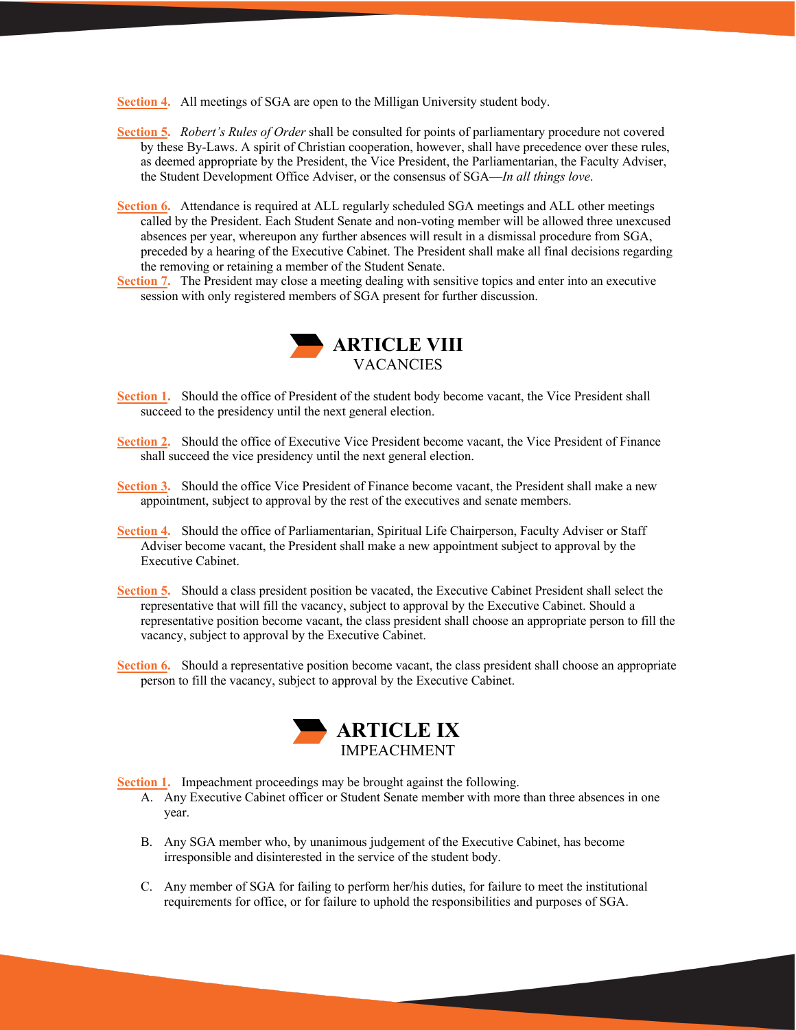**Section 4.** All meetings of SGA are open to the Milligan University student body.

**Section 5.** *Robert's Rules of Order* shall be consulted for points of parliamentary procedure not covered by these By-Laws. A spirit of Christian cooperation, however, shall have precedence over these rules, as deemed appropriate by the President, the Vice President, the Parliamentarian, the Faculty Adviser, the Student Development Office Adviser, or the consensus of SGA—*In all things love*.

**Section 6.** Attendance is required at ALL regularly scheduled SGA meetings and ALL other meetings called by the President. Each Student Senate and non-voting member will be allowed three unexcused absences per year, whereupon any further absences will result in a dismissal procedure from SGA, preceded by a hearing of the Executive Cabinet. The President shall make all final decisions regarding the removing or retaining a member of the Student Senate.

**Section 7.** The President may close a meeting dealing with sensitive topics and enter into an executive session with only registered members of SGA present for further discussion.

## ARTICLE VIII
### VACANCIES

**Section 1.** Should the office of President of the student body become vacant, the Vice President shall succeed to the presidency until the next general election.

**Section 2.** Should the office of Executive Vice President become vacant, the Vice President of Finance shall succeed the vice presidency until the next general election.

**Section 3.** Should the office Vice President of Finance become vacant, the President shall make a new appointment, subject to approval by the rest of the executives and senate members.

**Section 4.** Should the office of Parliamentarian, Spiritual Life Chairperson, Faculty Adviser or Staff Adviser become vacant, the President shall make a new appointment subject to approval by the Executive Cabinet.

**Section 5.** Should a class president position be vacated, the Executive Cabinet President shall select the representative that will fill the vacancy, subject to approval by the Executive Cabinet. Should a representative position become vacant, the class president shall choose an appropriate person to fill the vacancy, subject to approval by the Executive Cabinet.

**Section 6.** Should a representative position become vacant, the class president shall choose an appropriate person to fill the vacancy, subject to approval by the Executive Cabinet.

## ARTICLE IX
### IMPEACHMENT

**Section 1.** Impeachment proceedings may be brought against the following.

A. Any Executive Cabinet officer or Student Senate member with more than three absences in one year.

B. Any SGA member who, by unanimous judgement of the Executive Cabinet, has become irresponsible and disinterested in the service of the student body.

C. Any member of SGA for failing to perform her/his duties, for failure to meet the institutional requirements for office, or for failure to uphold the responsibilities and purposes of SGA.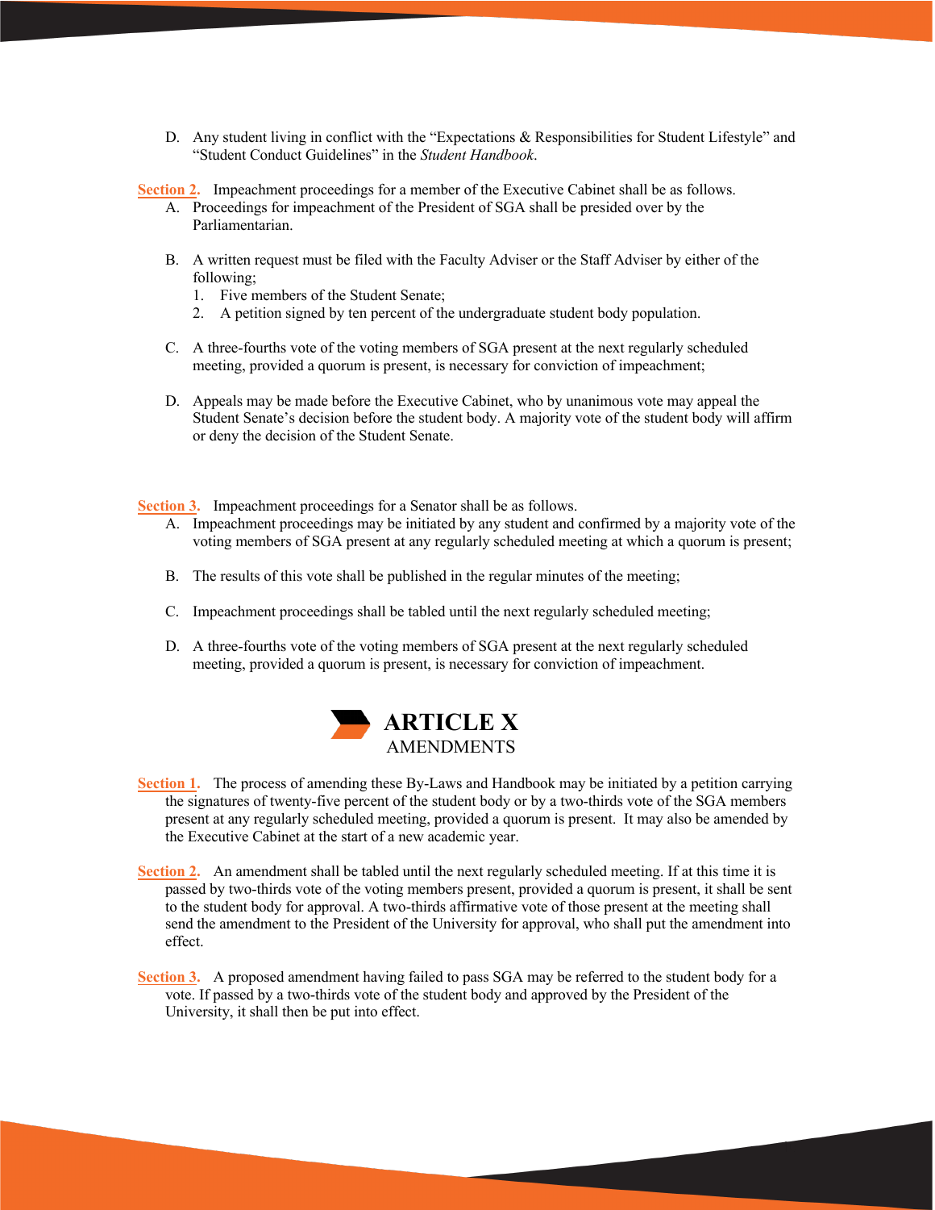D. Any student living in conflict with the "Expectations & Responsibilities for Student Lifestyle" and "Student Conduct Guidelines" in the *Student Handbook*.

**Section 2.** Impeachment proceedings for a member of the Executive Cabinet shall be as follows.

A. Proceedings for impeachment of the President of SGA shall be presided over by the Parliamentarian.

B. A written request must be filed with the Faculty Adviser or the Staff Adviser by either of the following;
   1. Five members of the Student Senate;
   2. A petition signed by ten percent of the undergraduate student body population.

C. A three-fourths vote of the voting members of SGA present at the next regularly scheduled meeting, provided a quorum is present, is necessary for conviction of impeachment;

D. Appeals may be made before the Executive Cabinet, who by unanimous vote may appeal the Student Senate's decision before the student body. A majority vote of the student body will affirm or deny the decision of the Student Senate.

**Section 3.** Impeachment proceedings for a Senator shall be as follows.

A. Impeachment proceedings may be initiated by any student and confirmed by a majority vote of the voting members of SGA present at any regularly scheduled meeting at which a quorum is present;

B. The results of this vote shall be published in the regular minutes of the meeting;

C. Impeachment proceedings shall be tabled until the next regularly scheduled meeting;

D. A three-fourths vote of the voting members of SGA present at the next regularly scheduled meeting, provided a quorum is present, is necessary for conviction of impeachment.

# ARTICLE X
## AMENDMENTS

**Section 1.** The process of amending these By-Laws and Handbook may be initiated by a petition carrying the signatures of twenty-five percent of the student body or by a two-thirds vote of the SGA members present at any regularly scheduled meeting, provided a quorum is present. It may also be amended by the Executive Cabinet at the start of a new academic year.

**Section 2.** An amendment shall be tabled until the next regularly scheduled meeting. If at this time it is passed by two-thirds vote of the voting members present, provided a quorum is present, it shall be sent to the student body for approval. A two-thirds affirmative vote of those present at the meeting shall send the amendment to the President of the University for approval, who shall put the amendment into effect.

**Section 3.** A proposed amendment having failed to pass SGA may be referred to the student body for a vote. If passed by a two-thirds vote of the student body and approved by the President of the University, it shall then be put into effect.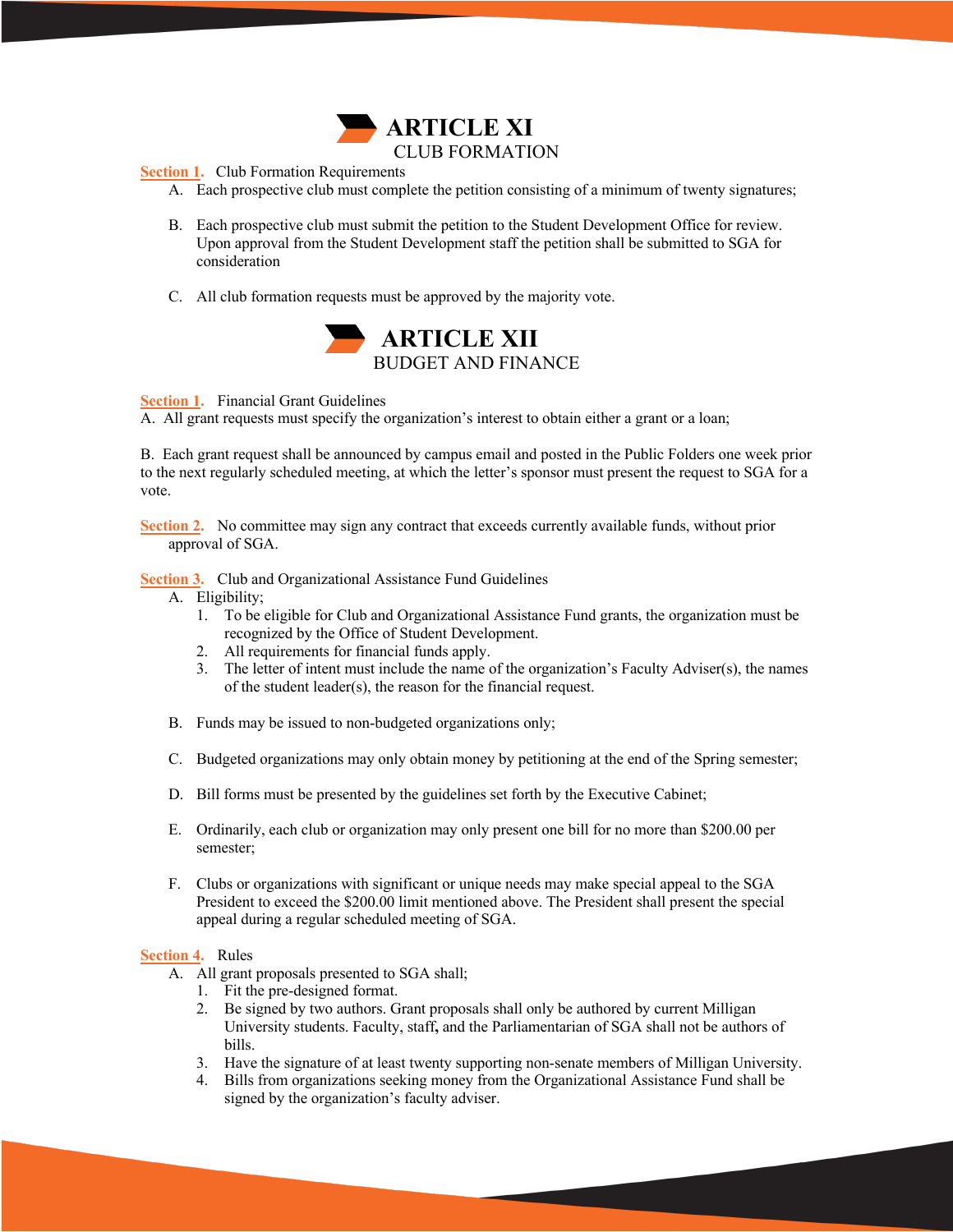# ARTICLE XI

## CLUB FORMATION

**Section 1.** Club Formation Requirements

A. Each prospective club must complete the petition consisting of a minimum of twenty signatures;

B. Each prospective club must submit the petition to the Student Development Office for review. Upon approval from the Student Development staff the petition shall be submitted to SGA for consideration

C. All club formation requests must be approved by the majority vote.

# ARTICLE XII

## BUDGET AND FINANCE

**Section 1.** Financial Grant Guidelines

A. All grant requests must specify the organization's interest to obtain either a grant or a loan;

B. Each grant request shall be announced by campus email and posted in the Public Folders one week prior to the next regularly scheduled meeting, at which the letter's sponsor must present the request to SGA for a vote.

**Section 2.** No committee may sign any contract that exceeds currently available funds, without prior approval of SGA.

**Section 3.** Club and Organizational Assistance Fund Guidelines

A. Eligibility;
  1. To be eligible for Club and Organizational Assistance Fund grants, the organization must be recognized by the Office of Student Development.
  2. All requirements for financial funds apply.
  3. The letter of intent must include the name of the organization's Faculty Adviser(s), the names of the student leader(s), the reason for the financial request.

B. Funds may be issued to non-budgeted organizations only;

C. Budgeted organizations may only obtain money by petitioning at the end of the Spring semester;

D. Bill forms must be presented by the guidelines set forth by the Executive Cabinet;

E. Ordinarily, each club or organization may only present one bill for no more than $200.00 per semester;

F. Clubs or organizations with significant or unique needs may make special appeal to the SGA President to exceed the $200.00 limit mentioned above. The President shall present the special appeal during a regular scheduled meeting of SGA.

**Section 4.** Rules

A. All grant proposals presented to SGA shall;
  1. Fit the pre-designed format.
  2. Be signed by two authors. Grant proposals shall only be authored by current Milligan University students. Faculty, staff**,** and the Parliamentarian of SGA shall not be authors of bills.
  3. Have the signature of at least twenty supporting non-senate members of Milligan University.
  4. Bills from organizations seeking money from the Organizational Assistance Fund shall be signed by the organization's faculty adviser.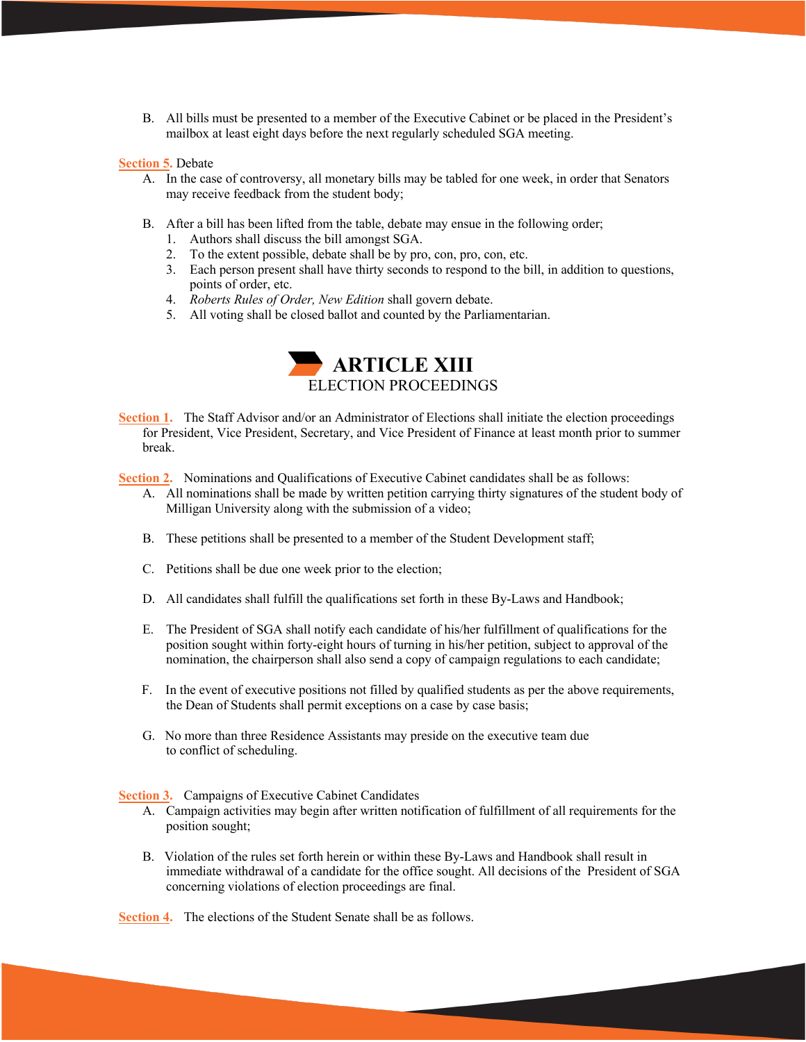B. All bills must be presented to a member of the Executive Cabinet or be placed in the President's mailbox at least eight days before the next regularly scheduled SGA meeting.

**Section 5.** Debate

A. In the case of controversy, all monetary bills may be tabled for one week, in order that Senators may receive feedback from the student body;

B. After a bill has been lifted from the table, debate may ensue in the following order;
   1. Authors shall discuss the bill amongst SGA.
   2. To the extent possible, debate shall be by pro, con, pro, con, etc.
   3. Each person present shall have thirty seconds to respond to the bill, in addition to questions, points of order, etc.
   4. *Roberts Rules of Order, New Edition* shall govern debate.
   5. All voting shall be closed ballot and counted by the Parliamentarian.

# ARTICLE XIII
## ELECTION PROCEEDINGS

**Section 1.** The Staff Advisor and/or an Administrator of Elections shall initiate the election proceedings for President, Vice President, Secretary, and Vice President of Finance at least month prior to summer break.

**Section 2.** Nominations and Qualifications of Executive Cabinet candidates shall be as follows:

A. All nominations shall be made by written petition carrying thirty signatures of the student body of Milligan University along with the submission of a video;

B. These petitions shall be presented to a member of the Student Development staff;

C. Petitions shall be due one week prior to the election;

D. All candidates shall fulfill the qualifications set forth in these By-Laws and Handbook;

E. The President of SGA shall notify each candidate of his/her fulfillment of qualifications for the position sought within forty-eight hours of turning in his/her petition, subject to approval of the nomination, the chairperson shall also send a copy of campaign regulations to each candidate;

F. In the event of executive positions not filled by qualified students as per the above requirements, the Dean of Students shall permit exceptions on a case by case basis;

G. No more than three Residence Assistants may preside on the executive team due to conflict of scheduling.

**Section 3.** Campaigns of Executive Cabinet Candidates

A. Campaign activities may begin after written notification of fulfillment of all requirements for the position sought;

B. Violation of the rules set forth herein or within these By-Laws and Handbook shall result in immediate withdrawal of a candidate for the office sought. All decisions of the President of SGA concerning violations of election proceedings are final.

**Section 4.** The elections of the Student Senate shall be as follows.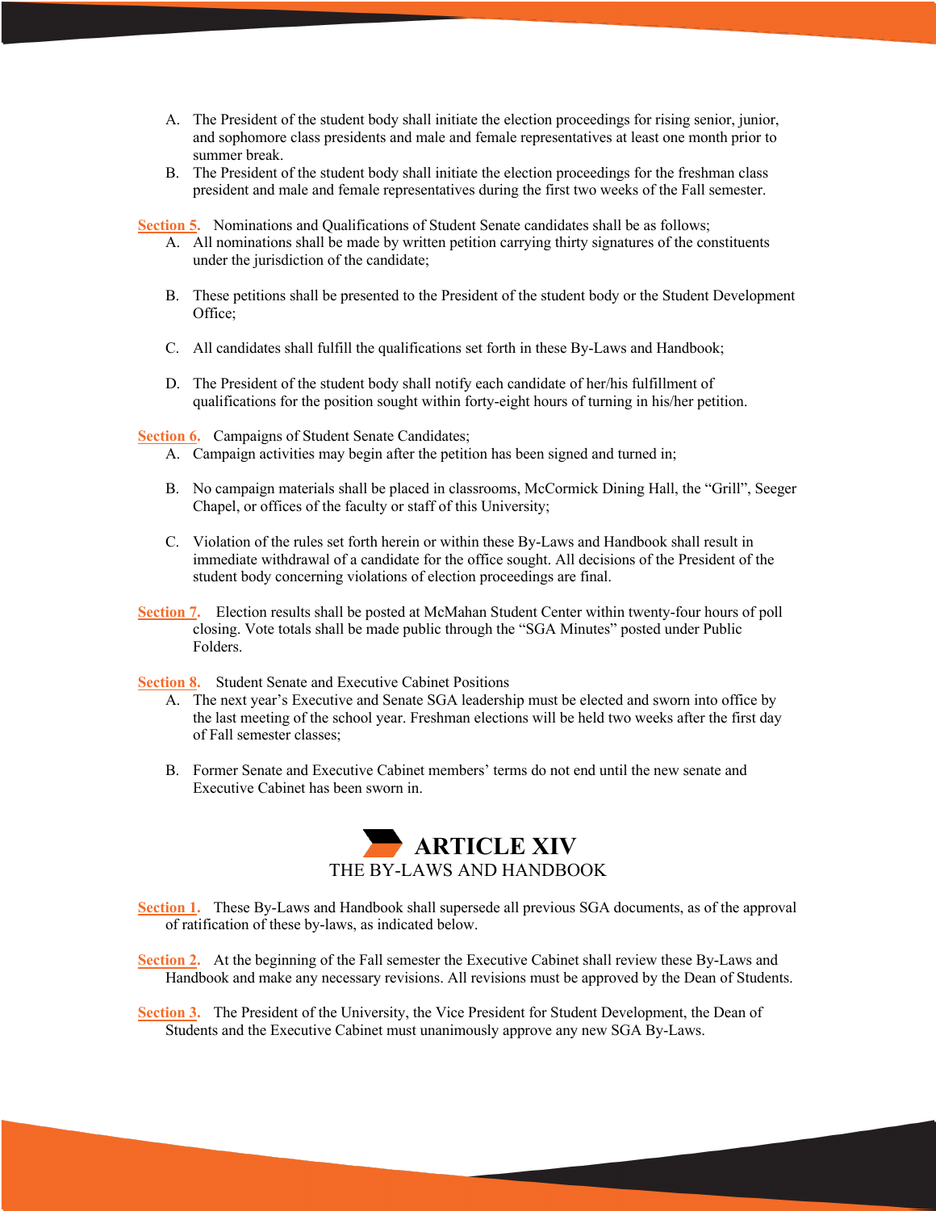A. The President of the student body shall initiate the election proceedings for rising senior, junior, and sophomore class presidents and male and female representatives at least one month prior to summer break.
B. The President of the student body shall initiate the election proceedings for the freshman class president and male and female representatives during the first two weeks of the Fall semester.

**Section 5.** Nominations and Qualifications of Student Senate candidates shall be as follows;

A. All nominations shall be made by written petition carrying thirty signatures of the constituents under the jurisdiction of the candidate;

B. These petitions shall be presented to the President of the student body or the Student Development Office;

C. All candidates shall fulfill the qualifications set forth in these By-Laws and Handbook;

D. The President of the student body shall notify each candidate of her/his fulfillment of qualifications for the position sought within forty-eight hours of turning in his/her petition.

**Section 6.** Campaigns of Student Senate Candidates;

A. Campaign activities may begin after the petition has been signed and turned in;

B. No campaign materials shall be placed in classrooms, McCormick Dining Hall, the "Grill", Seeger Chapel, or offices of the faculty or staff of this University;

C. Violation of the rules set forth herein or within these By-Laws and Handbook shall result in immediate withdrawal of a candidate for the office sought. All decisions of the President of the student body concerning violations of election proceedings are final.

**Section 7.** Election results shall be posted at McMahan Student Center within twenty-four hours of poll closing. Vote totals shall be made public through the "SGA Minutes" posted under Public Folders.

**Section 8.** Student Senate and Executive Cabinet Positions

A. The next year's Executive and Senate SGA leadership must be elected and sworn into office by the last meeting of the school year. Freshman elections will be held two weeks after the first day of Fall semester classes;

B. Former Senate and Executive Cabinet members' terms do not end until the new senate and Executive Cabinet has been sworn in.

## ARTICLE XIV
THE BY-LAWS AND HANDBOOK

**Section 1.** These By-Laws and Handbook shall supersede all previous SGA documents, as of the approval of ratification of these by-laws, as indicated below.

**Section 2.** At the beginning of the Fall semester the Executive Cabinet shall review these By-Laws and Handbook and make any necessary revisions. All revisions must be approved by the Dean of Students.

**Section 3.** The President of the University, the Vice President for Student Development, the Dean of Students and the Executive Cabinet must unanimously approve any new SGA By-Laws.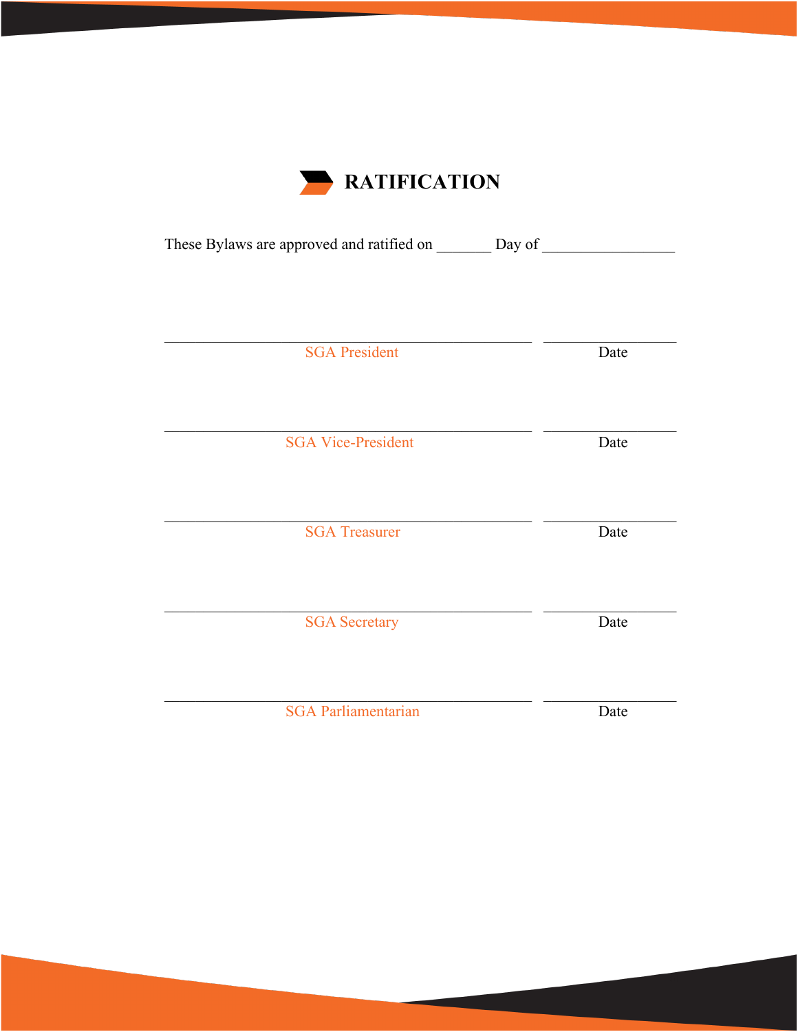# RATIFICATION

These Bylaws are approved and ratified on _______ Day of _________________

| | |
|---|---|
| ______________________________ | ____________ |
| SGA President | Date |
| ______________________________ | ____________ |
| SGA Vice-President | Date |
| ______________________________ | ____________ |
| SGA Treasurer | Date |
| ______________________________ | ____________ |
| SGA Secretary | Date |
| ______________________________ | ____________ |
| SGA Parliamentarian | Date |